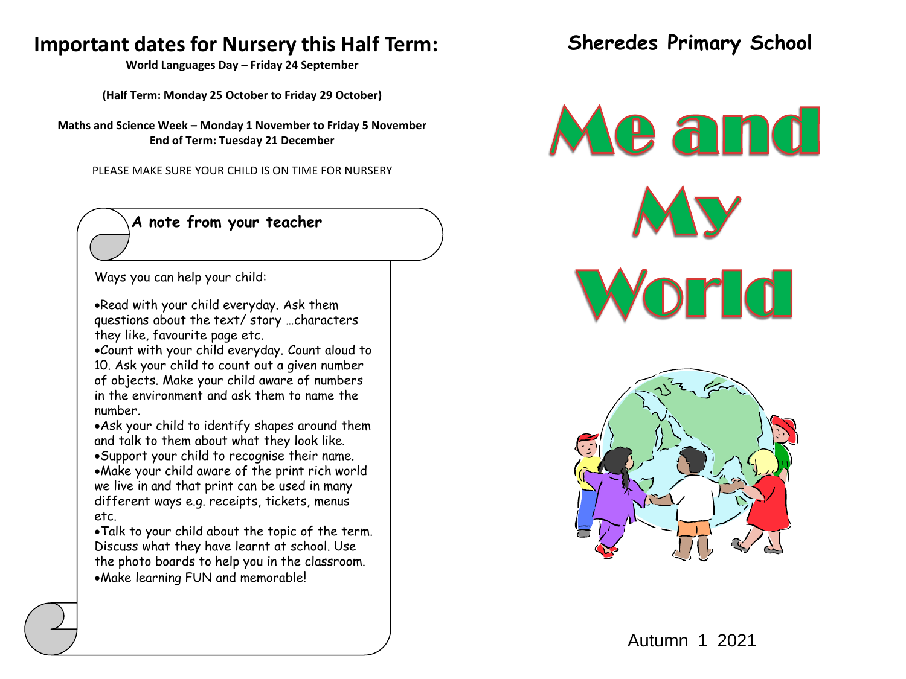# Important dates for Nursery this Half Term:

**World Languages Day – Friday 24 September**

**(Half Term: Monday 25 October to Friday 29 October)**

**Maths and Science Week – Monday 1 November to Friday 5 November**
**End of Term: Tuesday 21 December**

PLEASE MAKE SURE YOUR CHILD IS ON TIME FOR NURSERY

## A note from your teacher

Ways you can help your child:

- Read with your child everyday. Ask them questions about the text/ story …characters they like, favourite page etc.
- Count with your child everyday. Count aloud to 10. Ask your child to count out a given number of objects. Make your child aware of numbers in the environment and ask them to name the number.
- Ask your child to identify shapes around them and talk to them about what they look like.
- Support your child to recognise their name.
- Make your child aware of the print rich world we live in and that print can be used in many different ways e.g. receipts, tickets, menus etc.
- Talk to your child about the topic of the term. Discuss what they have learnt at school. Use the photo boards to help you in the classroom.
- Make learning FUN and memorable!

## Sheredes Primary School

# Me and My World

Autumn 1 2021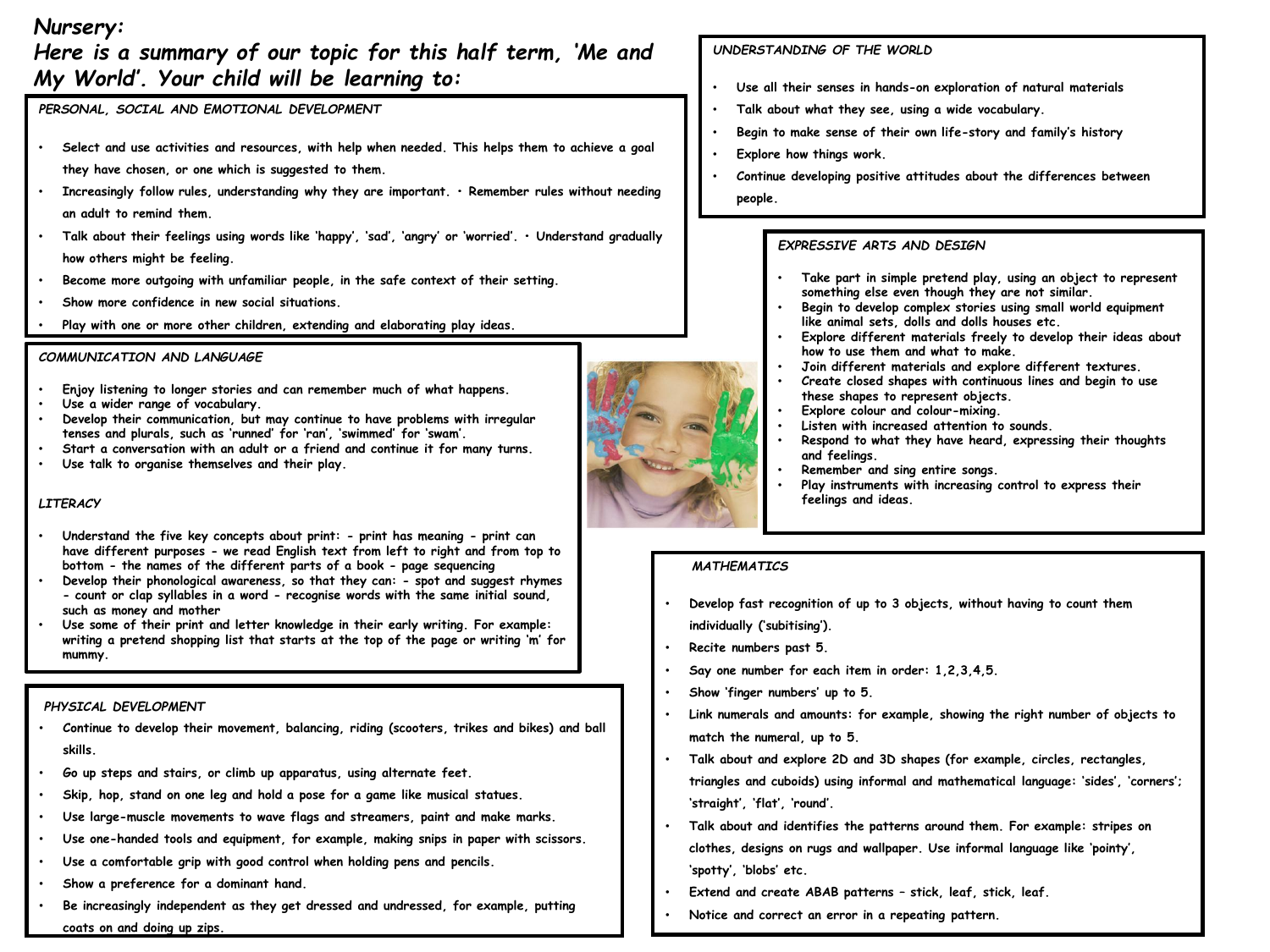# *Nursery:*
## *Here is a summary of our topic for this half term, 'Me and My World'. Your child will be learning to:*

### *PERSONAL, SOCIAL AND EMOTIONAL DEVELOPMENT*

- **Select and use activities and resources, with help when needed. This helps them to achieve a goal they have chosen, or one which is suggested to them.**
- **Increasingly follow rules, understanding why they are important. • Remember rules without needing an adult to remind them.**
- **Talk about their feelings using words like 'happy', 'sad', 'angry' or 'worried'. • Understand gradually how others might be feeling.**
- **Become more outgoing with unfamiliar people, in the safe context of their setting.**
- **Show more confidence in new social situations.**
- **Play with one or more other children, extending and elaborating play ideas.**

### *COMMUNICATION AND LANGUAGE*

- **Enjoy listening to longer stories and can remember much of what happens.**
- **Use a wider range of vocabulary.**
- **Develop their communication, but may continue to have problems with irregular tenses and plurals, such as 'runned' for 'ran', 'swimmed' for 'swam'.**
- **Start a conversation with an adult or a friend and continue it for many turns.**
- **Use talk to organise themselves and their play.**

### *LITERACY*

- **Understand the five key concepts about print: - print has meaning - print can have different purposes - we read English text from left to right and from top to bottom - the names of the different parts of a book - page sequencing**
- **Develop their phonological awareness, so that they can: - spot and suggest rhymes - count or clap syllables in a word - recognise words with the same initial sound, such as money and mother**
- **Use some of their print and letter knowledge in their early writing. For example: writing a pretend shopping list that starts at the top of the page or writing 'm' for mummy.**

### *PHYSICAL DEVELOPMENT*

- **Continue to develop their movement, balancing, riding (scooters, trikes and bikes) and ball skills.**
- **Go up steps and stairs, or climb up apparatus, using alternate feet.**
- **Skip, hop, stand on one leg and hold a pose for a game like musical statues.**
- **Use large-muscle movements to wave flags and streamers, paint and make marks.**
- **Use one-handed tools and equipment, for example, making snips in paper with scissors.**
- **Use a comfortable grip with good control when holding pens and pencils.**
- **Show a preference for a dominant hand.**
- **Be increasingly independent as they get dressed and undressed, for example, putting coats on and doing up zips.**

### *UNDERSTANDING OF THE WORLD*

- **Use all their senses in hands-on exploration of natural materials**
- **Talk about what they see, using a wide vocabulary.**
- **Begin to make sense of their own life-story and family's history**
- **Explore how things work.**
- **Continue developing positive attitudes about the differences between people.**

### *EXPRESSIVE ARTS AND DESIGN*

- **Take part in simple pretend play, using an object to represent something else even though they are not similar.**
- **Begin to develop complex stories using small world equipment like animal sets, dolls and dolls houses etc.**
- **Explore different materials freely to develop their ideas about how to use them and what to make.**
- **Join different materials and explore different textures.**
- **Create closed shapes with continuous lines and begin to use these shapes to represent objects.**
- **Explore colour and colour-mixing.**
- **Listen with increased attention to sounds.**
- **Respond to what they have heard, expressing their thoughts and feelings.**
- **Remember and sing entire songs.**
- **Play instruments with increasing control to express their feelings and ideas.**

### *MATHEMATICS*

- **Develop fast recognition of up to 3 objects, without having to count them individually ('subitising').**
- **Recite numbers past 5.**
- **Say one number for each item in order: 1,2,3,4,5.**
- **Show 'finger numbers' up to 5.**
- **Link numerals and amounts: for example, showing the right number of objects to match the numeral, up to 5.**
- **Talk about and explore 2D and 3D shapes (for example, circles, rectangles, triangles and cuboids) using informal and mathematical language: 'sides', 'corners'; 'straight', 'flat', 'round'.**
- **Talk about and identifies the patterns around them. For example: stripes on clothes, designs on rugs and wallpaper. Use informal language like 'pointy', 'spotty', 'blobs' etc.**
- **Extend and create ABAB patterns – stick, leaf, stick, leaf.**
- **Notice and correct an error in a repeating pattern.**